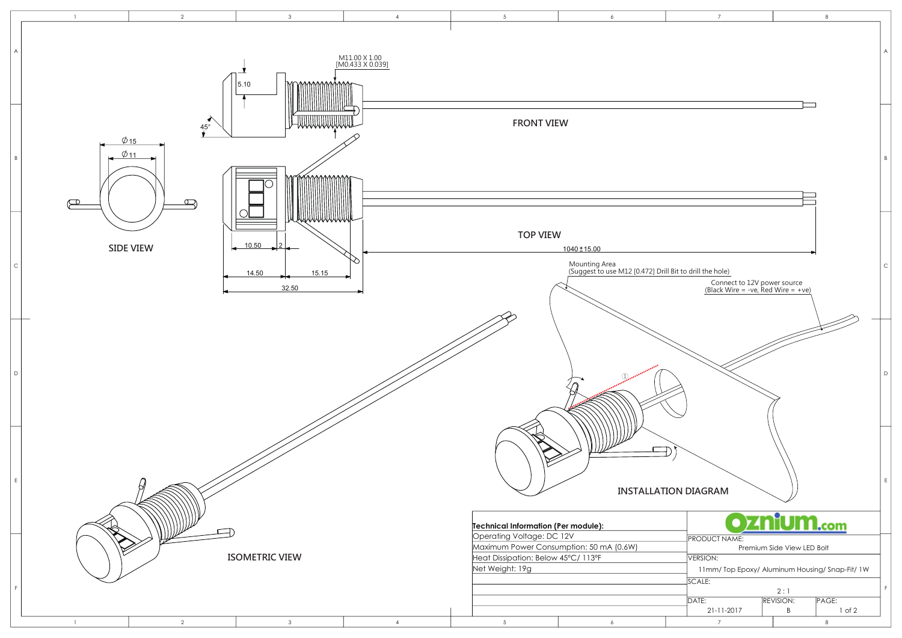## FRONT VIEW

M11.00 X 1.00
[M0.433 X 0.039]

5.10

45°

## SIDE VIEW

Ø15

Ø11

## TOP VIEW

10.50

2

14.50

15.15

32.50

1040±15.00

## ISOMETRIC VIEW

## INSTALLATION DIAGRAM

Mounting Area
(Suggest to use M12 [0.472] Drill Bit to drill the hole)

Connect to 12V power source
(Black Wire = -ve, Red Wire = +ve)

①

| Technical Information (Per module): |
|---|
| Operating Voltage: DC 12V |
| Maximum Power Consumption: 50 mA (0.6W) |
| Heat Dissipation: Below 45°C/ 113°F |
| Net Weight: 19g |

Oznium.com

| PRODUCT NAME: | | |
|---|---|---|
| Premium Side View LED Bolt | | |
| VERSION: | | |
| 11mm/ Top Epoxy/ Aluminum Housing/ Snap-Fit/ 1W | | |
| SCALE: | | |
| 2 : 1 | | |
| DATE: | REVISION: | PAGE: |
| 21-11-2017 | B | 1 of 2 |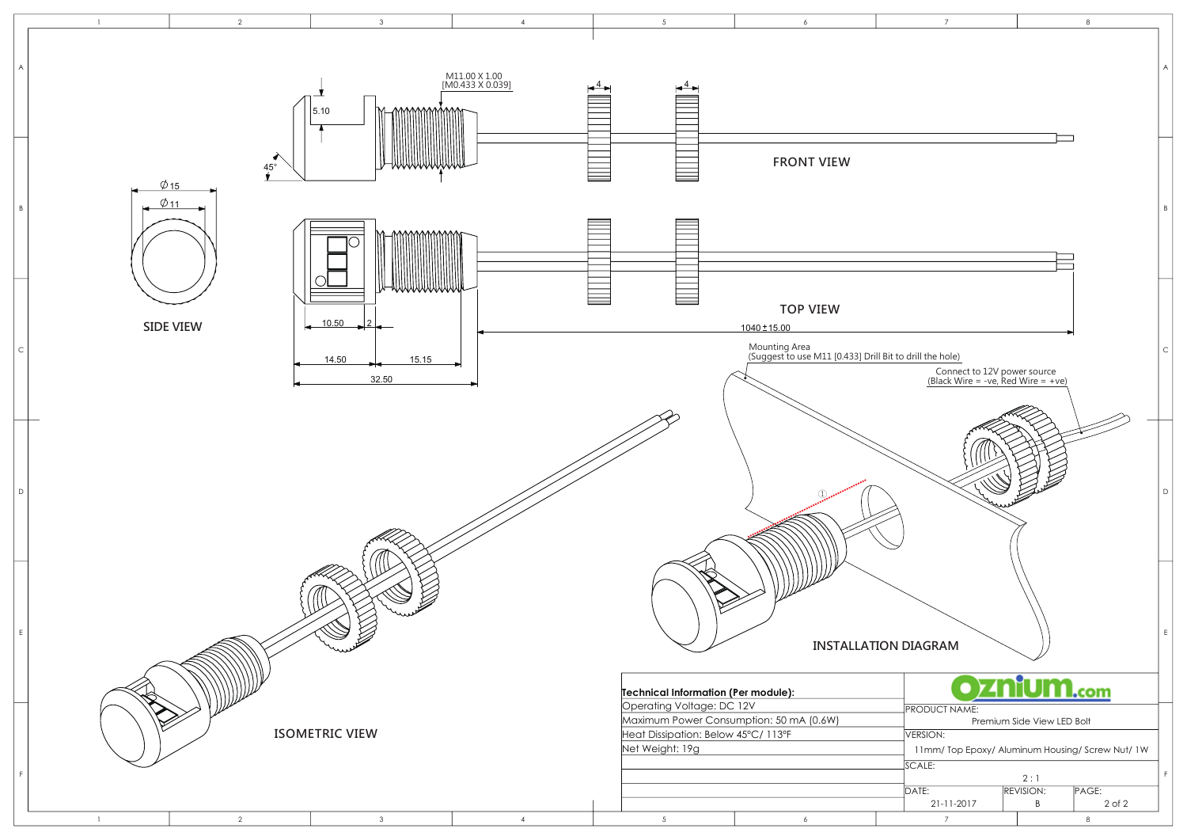M11.00 X 1.00
[M0.433 X 0.039]

5.10

45°

4

4

## FRONT VIEW

Ø15

Ø11

## SIDE VIEW

## TOP VIEW

10.50

2

14.50

15.15

32.50

1040 ± 15.00

Mounting Area
(Suggest to use M11 [0.433] Drill Bit to drill the hole)

Connect to 12V power source
(Black Wire = -ve, Red Wire = +ve)

①

## INSTALLATION DIAGRAM

## ISOMETRIC VIEW

| **Technical Information (Per module):** |
| --- |
| Operating Voltage: DC 12V |
| Maximum Power Consumption: 50 mA (0.6W) |
| Heat Dissipation: Below 45°C/ 113°F |
| Net Weight: 19g |

Oznium.com

| | | |
| --- | --- | --- |
| PRODUCT NAME: Premium Side View LED Bolt | | |
| VERSION: 11mm/ Top Epoxy/ Aluminum Housing/ Screw Nut/ 1W | | |
| SCALE: 2 : 1 | | |
| DATE: 21-11-2017 | REVISION: B | PAGE: 2 of 2 |